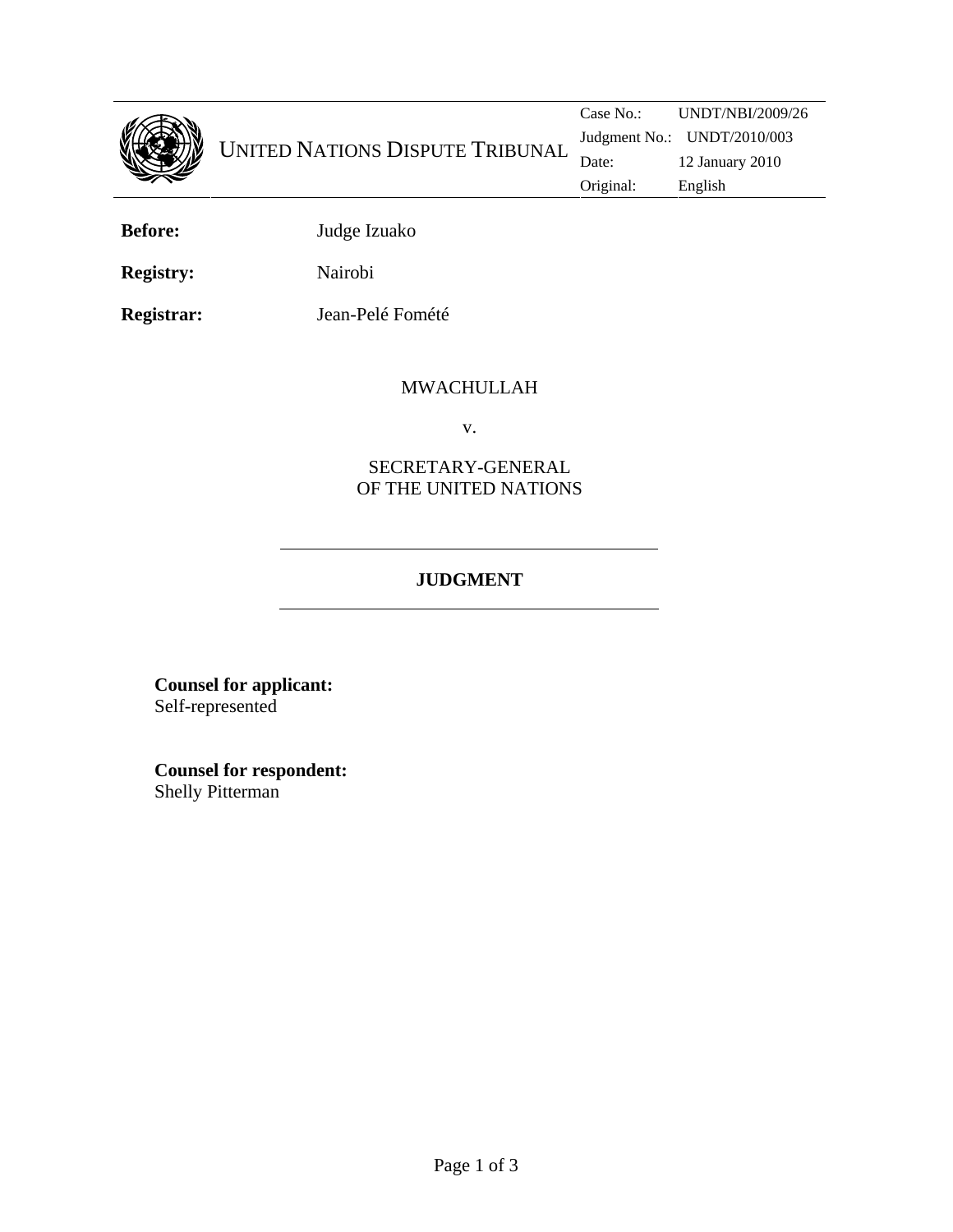UNITED NATIONS DISPUTE TRIBUNAL

| | |
|---|---|
| Case No.: | UNDT/NBI/2009/26 |
| Judgment No.: | UNDT/2010/003 |
| Date: | 12 January 2010 |
| Original: | English |

**Before:** Judge Izuako

**Registry:** Nairobi

**Registrar:** Jean-Pelé Fomété

MWACHULLAH

v.

SECRETARY-GENERAL
OF THE UNITED NATIONS

**JUDGMENT**

**Counsel for applicant:**
Self-represented

**Counsel for respondent:**
Shelly Pitterman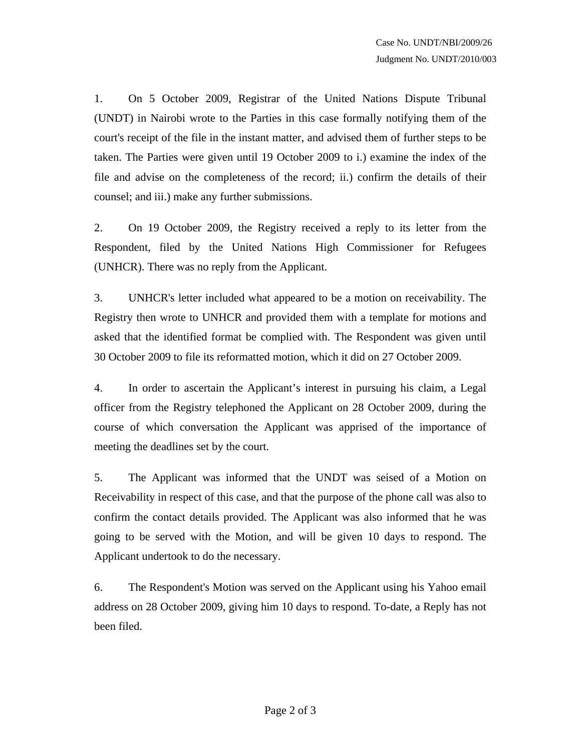1. On 5 October 2009, Registrar of the United Nations Dispute Tribunal (UNDT) in Nairobi wrote to the Parties in this case formally notifying them of the court's receipt of the file in the instant matter, and advised them of further steps to be taken. The Parties were given until 19 October 2009 to i.) examine the index of the file and advise on the completeness of the record; ii.) confirm the details of their counsel; and iii.) make any further submissions.

2. On 19 October 2009, the Registry received a reply to its letter from the Respondent, filed by the United Nations High Commissioner for Refugees (UNHCR). There was no reply from the Applicant.

3. UNHCR's letter included what appeared to be a motion on receivability. The Registry then wrote to UNHCR and provided them with a template for motions and asked that the identified format be complied with. The Respondent was given until 30 October 2009 to file its reformatted motion, which it did on 27 October 2009.

4. In order to ascertain the Applicant's interest in pursuing his claim, a Legal officer from the Registry telephoned the Applicant on 28 October 2009, during the course of which conversation the Applicant was apprised of the importance of meeting the deadlines set by the court.

5. The Applicant was informed that the UNDT was seised of a Motion on Receivability in respect of this case, and that the purpose of the phone call was also to confirm the contact details provided. The Applicant was also informed that he was going to be served with the Motion, and will be given 10 days to respond. The Applicant undertook to do the necessary.

6. The Respondent's Motion was served on the Applicant using his Yahoo email address on 28 October 2009, giving him 10 days to respond. To-date, a Reply has not been filed.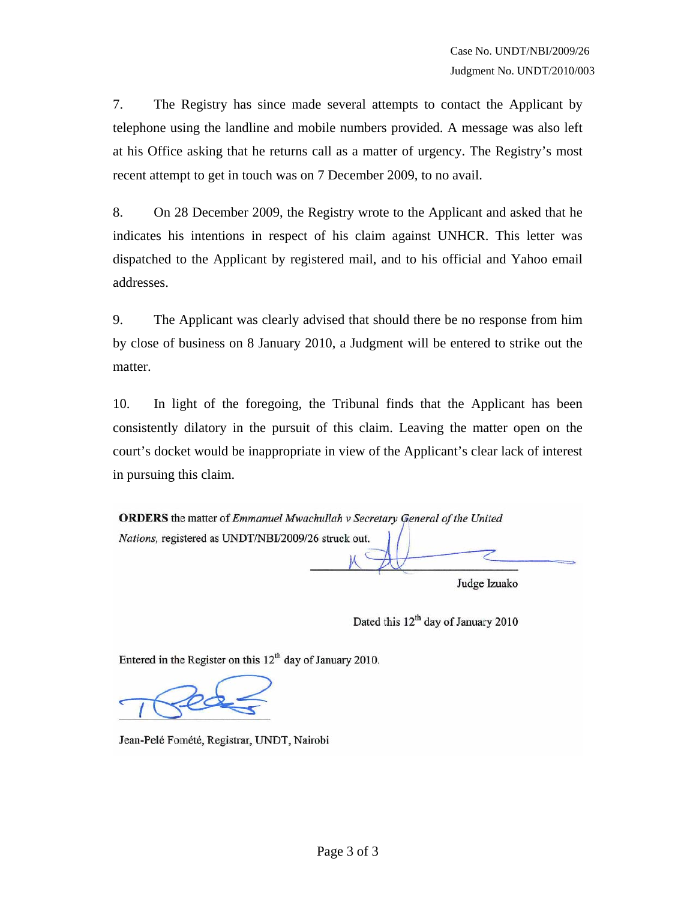7. The Registry has since made several attempts to contact the Applicant by telephone using the landline and mobile numbers provided. A message was also left at his Office asking that he returns call as a matter of urgency. The Registry's most recent attempt to get in touch was on 7 December 2009, to no avail.

8. On 28 December 2009, the Registry wrote to the Applicant and asked that he indicates his intentions in respect of his claim against UNHCR. This letter was dispatched to the Applicant by registered mail, and to his official and Yahoo email addresses.

9. The Applicant was clearly advised that should there be no response from him by close of business on 8 January 2010, a Judgment will be entered to strike out the matter.

10. In light of the foregoing, the Tribunal finds that the Applicant has been consistently dilatory in the pursuit of this claim. Leaving the matter open on the court's docket would be inappropriate in view of the Applicant's clear lack of interest in pursuing this claim.

**ORDERS** the matter of *Emmanuel Mwachullah v Secretary General of the United Nations*, registered as UNDT/NBI/2009/26 struck out.

Judge Izuako

Dated this 12th day of January 2010

Entered in the Register on this 12th day of January 2010.

Jean-Pelé Fomété, Registrar, UNDT, Nairobi